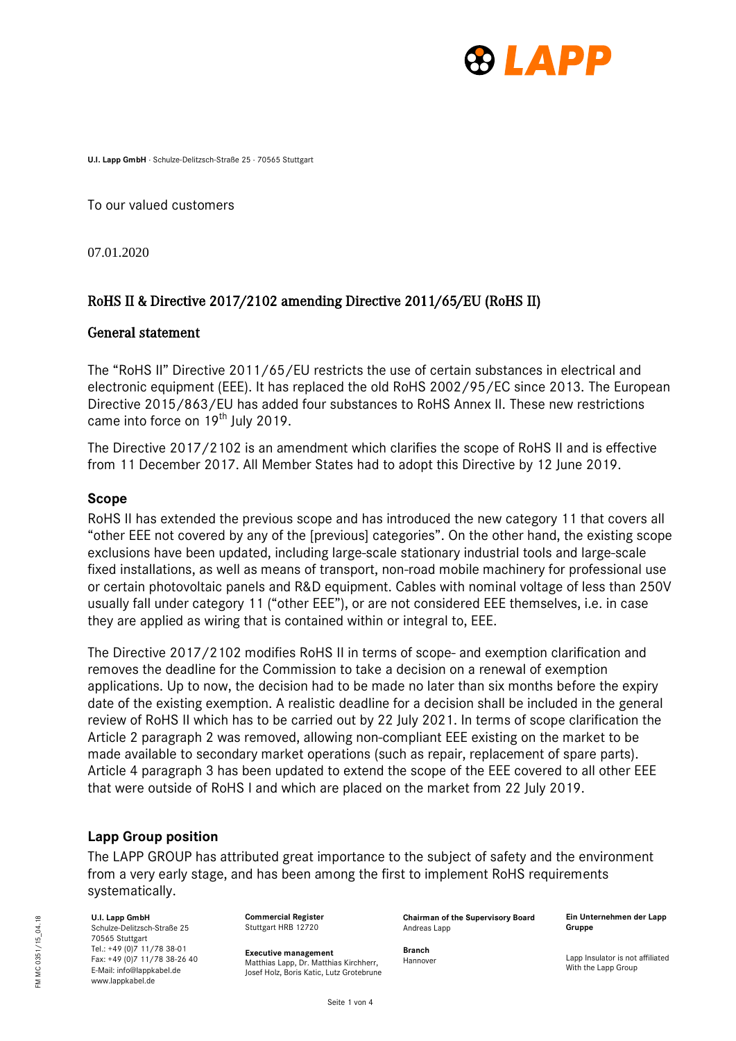**U.I. Lapp GmbH** · Schulze-Delitzsch-Straße 25 · 70565 Stuttgart

To our valued customers

07.01.2020

## RoHS II & Directive 2017/2102 amending Directive 2011/65/EU (RoHS II)

### General statement

The "RoHS II" Directive 2011/65/EU restricts the use of certain substances in electrical and electronic equipment (EEE). It has replaced the old RoHS 2002/95/EC since 2013. The European Directive 2015/863/EU has added four substances to RoHS Annex II. These new restrictions came into force on 19th July 2019.

The Directive 2017/2102 is an amendment which clarifies the scope of RoHS II and is effective from 11 December 2017. All Member States had to adopt this Directive by 12 June 2019.

### Scope

RoHS II has extended the previous scope and has introduced the new category 11 that covers all "other EEE not covered by any of the [previous] categories". On the other hand, the existing scope exclusions have been updated, including large-scale stationary industrial tools and large-scale fixed installations, as well as means of transport, non-road mobile machinery for professional use or certain photovoltaic panels and R&D equipment. Cables with nominal voltage of less than 250V usually fall under category 11 ("other EEE"), or are not considered EEE themselves, i.e. in case they are applied as wiring that is contained within or integral to, EEE.

The Directive 2017/2102 modifies RoHS II in terms of scope- and exemption clarification and removes the deadline for the Commission to take a decision on a renewal of exemption applications. Up to now, the decision had to be made no later than six months before the expiry date of the existing exemption. A realistic deadline for a decision shall be included in the general review of RoHS II which has to be carried out by 22 July 2021. In terms of scope clarification the Article 2 paragraph 2 was removed, allowing non-compliant EEE existing on the market to be made available to secondary market operations (such as repair, replacement of spare parts). Article 4 paragraph 3 has been updated to extend the scope of the EEE covered to all other EEE that were outside of RoHS I and which are placed on the market from 22 July 2019.

### Lapp Group position

The LAPP GROUP has attributed great importance to the subject of safety and the environment from a very early stage, and has been among the first to implement RoHS requirements systematically.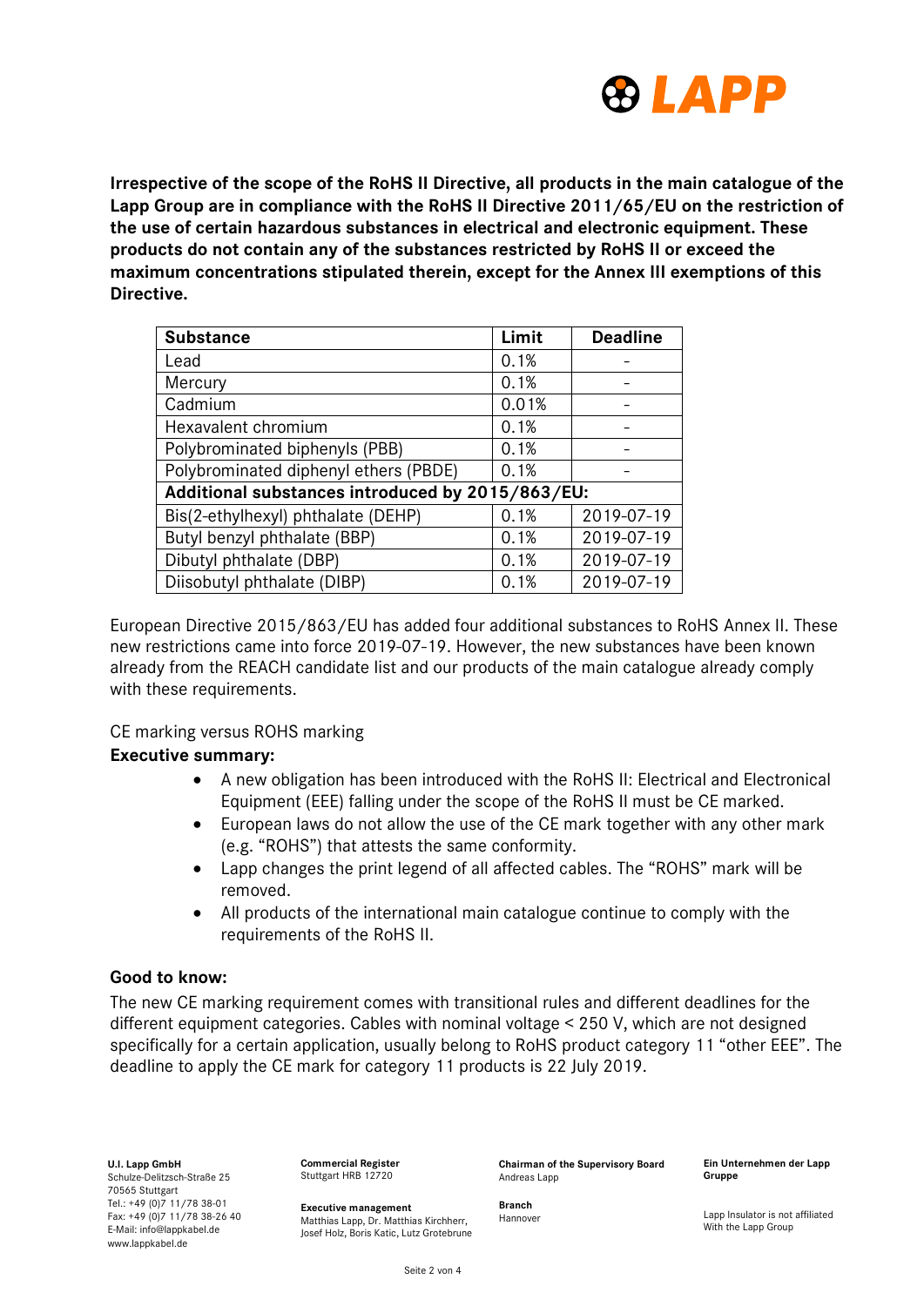**Irrespective of the scope of the RoHS II Directive, all products in the main catalogue of the Lapp Group are in compliance with the RoHS II Directive 2011/65/EU on the restriction of the use of certain hazardous substances in electrical and electronic equipment. These products do not contain any of the substances restricted by RoHS II or exceed the maximum concentrations stipulated therein, except for the Annex III exemptions of this Directive.**

| Substance | Limit | Deadline |
|---|---|---|
| Lead | 0.1% | - |
| Mercury | 0.1% | - |
| Cadmium | 0.01% | - |
| Hexavalent chromium | 0.1% | - |
| Polybrominated biphenyls (PBB) | 0.1% | - |
| Polybrominated diphenyl ethers (PBDE) | 0.1% | - |
| **Additional substances introduced by 2015/863/EU:** | | |
| Bis(2-ethylhexyl) phthalate (DEHP) | 0.1% | 2019-07-19 |
| Butyl benzyl phthalate (BBP) | 0.1% | 2019-07-19 |
| Dibutyl phthalate (DBP) | 0.1% | 2019-07-19 |
| Diisobutyl phthalate (DIBP) | 0.1% | 2019-07-19 |

European Directive 2015/863/EU has added four additional substances to RoHS Annex II. These new restrictions came into force 2019-07-19. However, the new substances have been known already from the REACH candidate list and our products of the main catalogue already comply with these requirements.

CE marking versus ROHS marking

**Executive summary:**

- A new obligation has been introduced with the RoHS II: Electrical and Electronical Equipment (EEE) falling under the scope of the RoHS II must be CE marked.
- European laws do not allow the use of the CE mark together with any other mark (e.g. "ROHS") that attests the same conformity.
- Lapp changes the print legend of all affected cables. The "ROHS" mark will be removed.
- All products of the international main catalogue continue to comply with the requirements of the RoHS II.

**Good to know:**

The new CE marking requirement comes with transitional rules and different deadlines for the different equipment categories. Cables with nominal voltage < 250 V, which are not designed specifically for a certain application, usually belong to RoHS product category 11 "other EEE". The deadline to apply the CE mark for category 11 products is 22 July 2019.

**U.I. Lapp GmbH**
Schulze-Delitzsch-Straße 25
70565 Stuttgart
Tel.: +49 (0)7 11/78 38-01
Fax: +49 (0)7 11/78 38-26 40
E-Mail: info@lappkabel.de
www.lappkabel.de

**Commercial Register**
Stuttgart HRB 12720

**Executive management**
Matthias Lapp, Dr. Matthias Kirchherr, Josef Holz, Boris Katic, Lutz Grotebrune

**Chairman of the Supervisory Board**
Andreas Lapp

**Branch**
Hannover

**Ein Unternehmen der Lapp Gruppe**

Lapp Insulator is not affiliated With the Lapp Group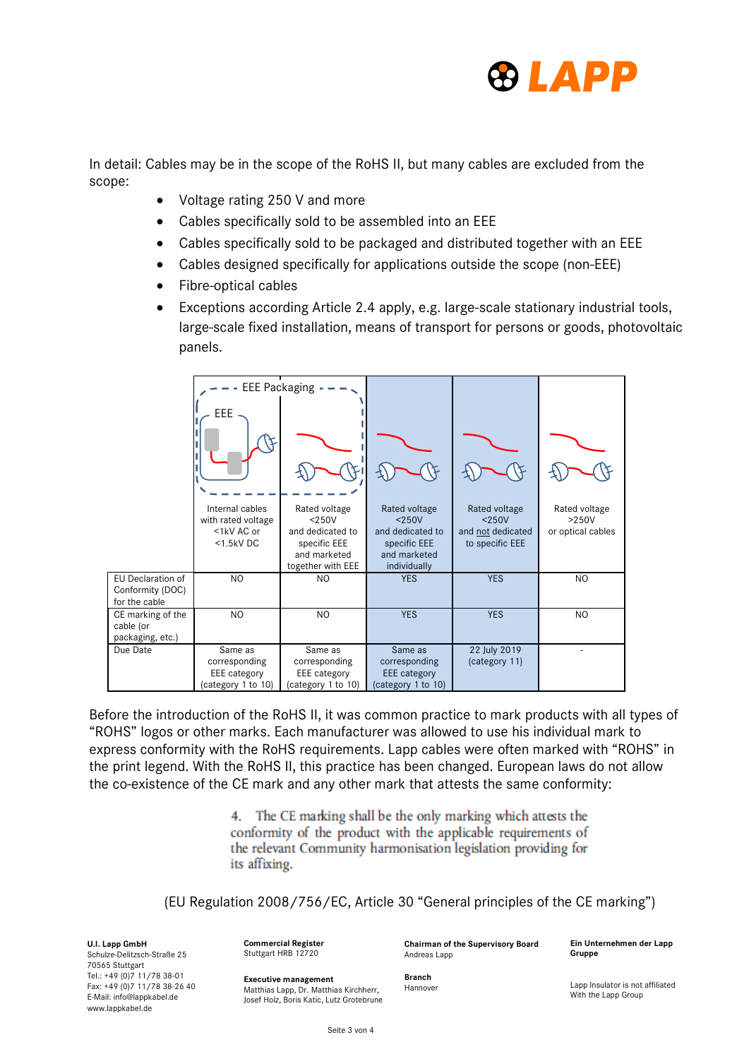In detail: Cables may be in the scope of the RoHS II, but many cables are excluded from the scope:

- Voltage rating 250 V and more
- Cables specifically sold to be assembled into an EEE
- Cables specifically sold to be packaged and distributed together with an EEE
- Cables designed specifically for applications outside the scope (non-EEE)
- Fibre-optical cables
- Exceptions according Article 2.4 apply, e.g. large-scale stationary industrial tools, large-scale fixed installation, means of transport for persons or goods, photovoltaic panels.

| | EEE Packaging | | | | |
|---|---|---|---|---|---|
| | Internal cables with rated voltage <1kV AC or <1.5kV DC | Rated voltage <250V and dedicated to specific EEE and marketed together with EEE | Rated voltage <250V and dedicated to specific EEE and marketed individually | Rated voltage <250V and not dedicated to specific EEE | Rated voltage >250V or optical cables |
| EU Declaration of Conformity (DOC) for the cable | NO | NO | YES | YES | NO |
| CE marking of the cable (or packaging, etc.) | NO | NO | YES | YES | NO |
| Due Date | Same as corresponding EEE category (category 1 to 10) | Same as corresponding EEE category (category 1 to 10) | Same as corresponding EEE category (category 1 to 10) | 22 July 2019 (category 11) | - |

Before the introduction of the RoHS II, it was common practice to mark products with all types of "ROHS" logos or other marks. Each manufacturer was allowed to use his individual mark to express conformity with the RoHS requirements. Lapp cables were often marked with "ROHS" in the print legend. With the RoHS II, this practice has been changed. European laws do not allow the co-existence of the CE mark and any other mark that attests the same conformity:

> 4. The CE marking shall be the only marking which attests the conformity of the product with the applicable requirements of the relevant Community harmonisation legislation providing for its affixing.

(EU Regulation 2008/756/EC, Article 30 "General principles of the CE marking")

**U.I. Lapp GmbH**
Schulze-Delitzsch-Straße 25
70565 Stuttgart
Tel.: +49 (0)7 11/78 38-01
Fax: +49 (0)7 11/78 38-26 40
E-Mail: info@lappkabel.de
www.lappkabel.de

**Commercial Register**
Stuttgart HRB 12720

**Executive management**
Matthias Lapp, Dr. Matthias Kirchherr, Josef Holz, Boris Katic, Lutz Grotebrune

**Chairman of the Supervisory Board**
Andreas Lapp

**Branch**
Hannover

**Ein Unternehmen der Lapp Gruppe**

Lapp Insulator is not affiliated With the Lapp Group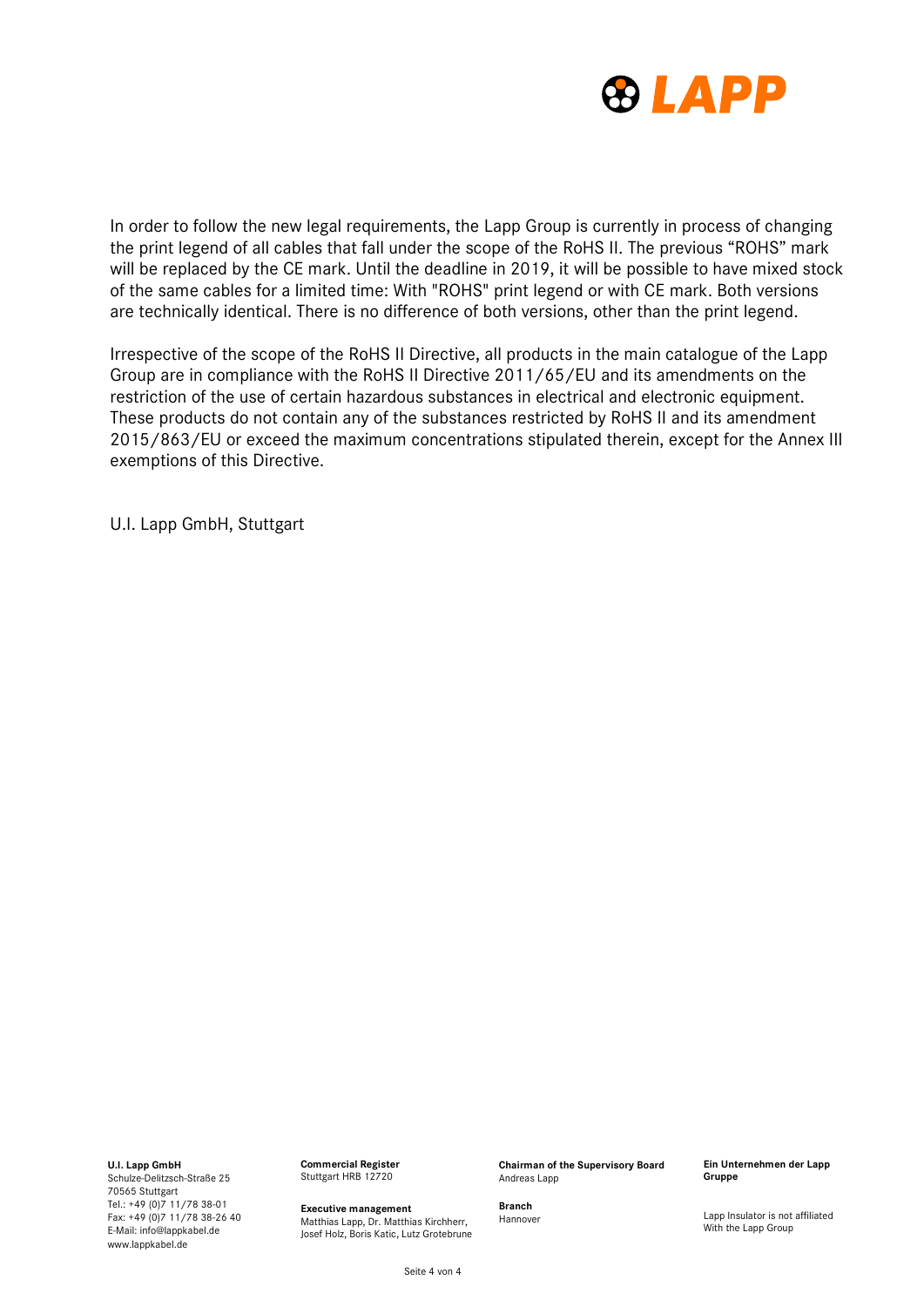In order to follow the new legal requirements, the Lapp Group is currently in process of changing the print legend of all cables that fall under the scope of the RoHS II. The previous "ROHS" mark will be replaced by the CE mark. Until the deadline in 2019, it will be possible to have mixed stock of the same cables for a limited time: With "ROHS" print legend or with CE mark. Both versions are technically identical. There is no difference of both versions, other than the print legend.

Irrespective of the scope of the RoHS II Directive, all products in the main catalogue of the Lapp Group are in compliance with the RoHS II Directive 2011/65/EU and its amendments on the restriction of the use of certain hazardous substances in electrical and electronic equipment. These products do not contain any of the substances restricted by RoHS II and its amendment 2015/863/EU or exceed the maximum concentrations stipulated therein, except for the Annex III exemptions of this Directive.

U.I. Lapp GmbH, Stuttgart

**U.I. Lapp GmbH**
Schulze-Delitzsch-Straße 25
70565 Stuttgart
Tel.: +49 (0)7 11/78 38-01
Fax: +49 (0)7 11/78 38-26 40
E-Mail: info@lappkabel.de
www.lappkabel.de

**Commercial Register**
Stuttgart HRB 12720

**Executive management**
Matthias Lapp, Dr. Matthias Kirchherr, Josef Holz, Boris Katic, Lutz Grotebrune

**Chairman of the Supervisory Board**
Andreas Lapp

**Branch**
Hannover

**Ein Unternehmen der Lapp Gruppe**

Lapp Insulator is not affiliated With the Lapp Group